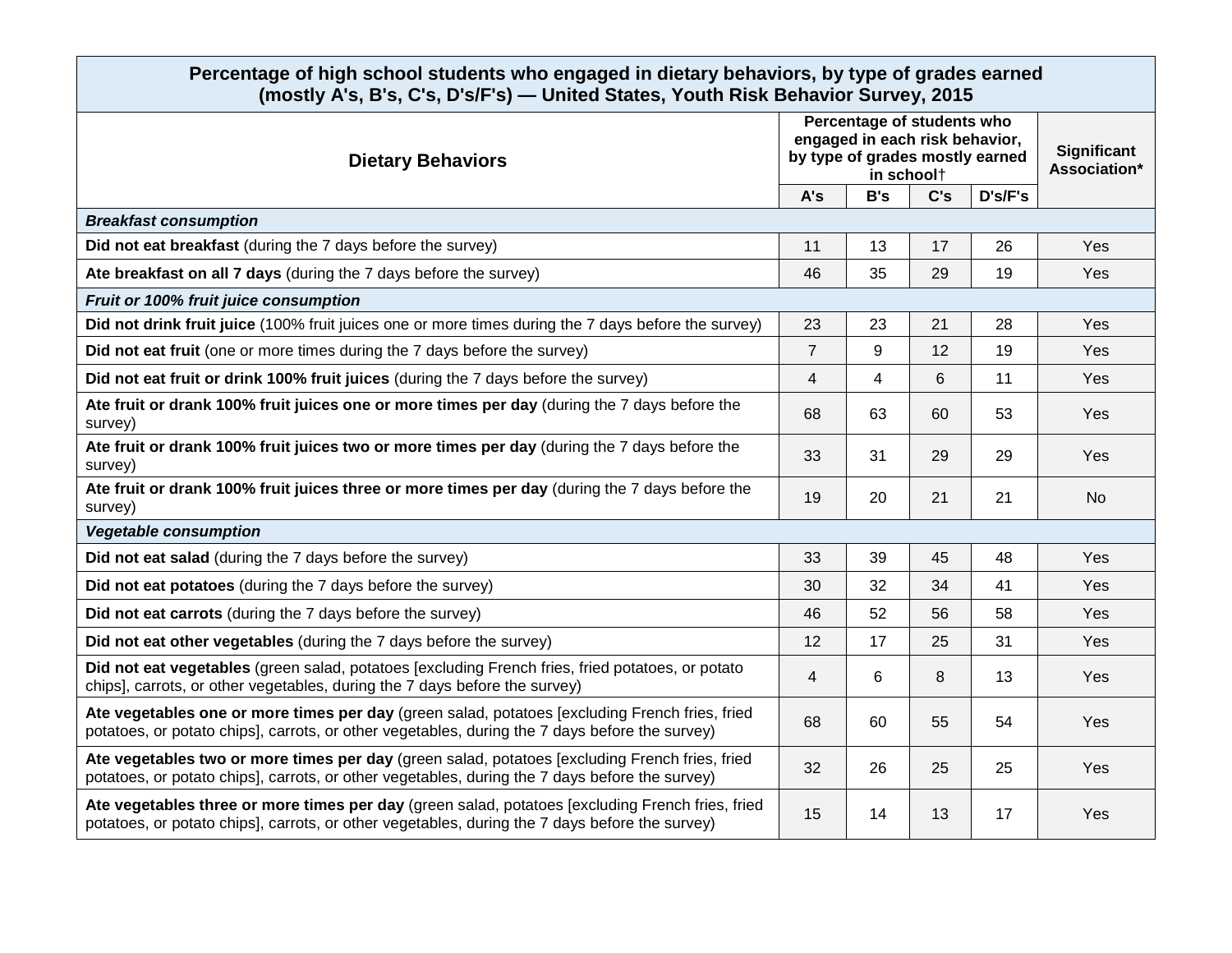| **Percentage of high school students who engaged in dietary behaviors, by type of grades earned (mostly A's, B's, C's, D's/F's) — United States, Youth Risk Behavior Survey, 2015** | | | | | |
|---|---|---|---|---|---|
| **Dietary Behaviors** | **Percentage of students who engaged in each risk behavior, by type of grades mostly earned in school†** | | | | **Significant Association*** |
| | **A's** | **B's** | **C's** | **D's/F's** | |
| ***Breakfast consumption*** | | | | | |
| **Did not eat breakfast** (during the 7 days before the survey) | 11 | 13 | 17 | 26 | Yes |
| **Ate breakfast on all 7 days** (during the 7 days before the survey) | 46 | 35 | 29 | 19 | Yes |
| ***Fruit or 100% fruit juice consumption*** | | | | | |
| **Did not drink fruit juice** (100% fruit juices one or more times during the 7 days before the survey) | 23 | 23 | 21 | 28 | Yes |
| **Did not eat fruit** (one or more times during the 7 days before the survey) | 7 | 9 | 12 | 19 | Yes |
| **Did not eat fruit or drink 100% fruit juices** (during the 7 days before the survey) | 4 | 4 | 6 | 11 | Yes |
| **Ate fruit or drank 100% fruit juices one or more times per day** (during the 7 days before the survey) | 68 | 63 | 60 | 53 | Yes |
| **Ate fruit or drank 100% fruit juices two or more times per day** (during the 7 days before the survey) | 33 | 31 | 29 | 29 | Yes |
| **Ate fruit or drank 100% fruit juices three or more times per day** (during the 7 days before the survey) | 19 | 20 | 21 | 21 | No |
| ***Vegetable consumption*** | | | | | |
| **Did not eat salad** (during the 7 days before the survey) | 33 | 39 | 45 | 48 | Yes |
| **Did not eat potatoes** (during the 7 days before the survey) | 30 | 32 | 34 | 41 | Yes |
| **Did not eat carrots** (during the 7 days before the survey) | 46 | 52 | 56 | 58 | Yes |
| **Did not eat other vegetables** (during the 7 days before the survey) | 12 | 17 | 25 | 31 | Yes |
| **Did not eat vegetables** (green salad, potatoes [excluding French fries, fried potatoes, or potato chips], carrots, or other vegetables, during the 7 days before the survey) | 4 | 6 | 8 | 13 | Yes |
| **Ate vegetables one or more times per day** (green salad, potatoes [excluding French fries, fried potatoes, or potato chips], carrots, or other vegetables, during the 7 days before the survey) | 68 | 60 | 55 | 54 | Yes |
| **Ate vegetables two or more times per day** (green salad, potatoes [excluding French fries, fried potatoes, or potato chips], carrots, or other vegetables, during the 7 days before the survey) | 32 | 26 | 25 | 25 | Yes |
| **Ate vegetables three or more times per day** (green salad, potatoes [excluding French fries, fried potatoes, or potato chips], carrots, or other vegetables, during the 7 days before the survey) | 15 | 14 | 13 | 17 | Yes |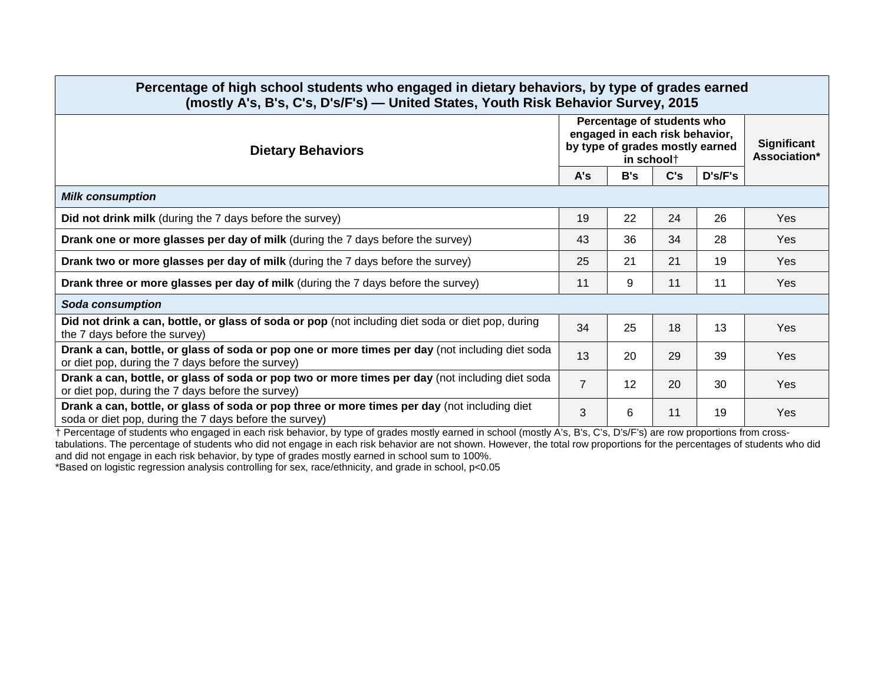| Percentage of high school students who engaged in dietary behaviors, by type of grades earned (mostly A's, B's, C's, D's/F's) — United States, Youth Risk Behavior Survey, 2015 | | | | | |
|---|---|---|---|---|---|
| **Dietary Behaviors** | **Percentage of students who engaged in each risk behavior, by type of grades mostly earned in school†** | | | | **Significant Association*** |
| | **A's** | **B's** | **C's** | **D's/F's** | |
| ***Milk consumption*** | | | | | |
| **Did not drink milk** (during the 7 days before the survey) | 19 | 22 | 24 | 26 | Yes |
| **Drank one or more glasses per day of milk** (during the 7 days before the survey) | 43 | 36 | 34 | 28 | Yes |
| **Drank two or more glasses per day of milk** (during the 7 days before the survey) | 25 | 21 | 21 | 19 | Yes |
| **Drank three or more glasses per day of milk** (during the 7 days before the survey) | 11 | 9 | 11 | 11 | Yes |
| ***Soda consumption*** | | | | | |
| **Did not drink a can, bottle, or glass of soda or pop** (not including diet soda or diet pop, during the 7 days before the survey) | 34 | 25 | 18 | 13 | Yes |
| **Drank a can, bottle, or glass of soda or pop one or more times per day** (not including diet soda or diet pop, during the 7 days before the survey) | 13 | 20 | 29 | 39 | Yes |
| **Drank a can, bottle, or glass of soda or pop two or more times per day** (not including diet soda or diet pop, during the 7 days before the survey) | 7 | 12 | 20 | 30 | Yes |
| **Drank a can, bottle, or glass of soda or pop three or more times per day** (not including diet soda or diet pop, during the 7 days before the survey) | 3 | 6 | 11 | 19 | Yes |

† Percentage of students who engaged in each risk behavior, by type of grades mostly earned in school (mostly A's, B's, C's, D's/F's) are row proportions from cross-tabulations. The percentage of students who did not engage in each risk behavior are not shown. However, the total row proportions for the percentages of students who did and did not engage in each risk behavior, by type of grades mostly earned in school sum to 100%.

*Based on logistic regression analysis controlling for sex, race/ethnicity, and grade in school, $p<0.05$